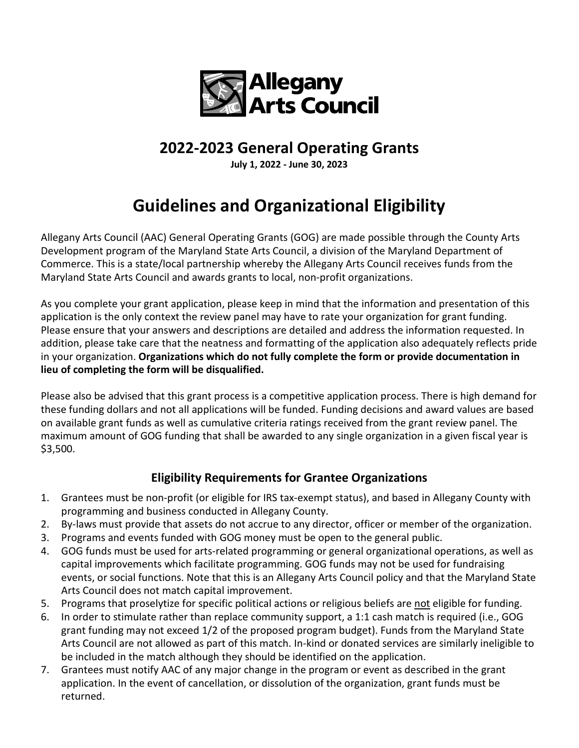Allegany Arts Council

# 2022-2023 General Operating Grants

**July 1, 2022 - June 30, 2023**

# Guidelines and Organizational Eligibility

Allegany Arts Council (AAC) General Operating Grants (GOG) are made possible through the County Arts Development program of the Maryland State Arts Council, a division of the Maryland Department of Commerce. This is a state/local partnership whereby the Allegany Arts Council receives funds from the Maryland State Arts Council and awards grants to local, non-profit organizations.

As you complete your grant application, please keep in mind that the information and presentation of this application is the only context the review panel may have to rate your organization for grant funding. Please ensure that your answers and descriptions are detailed and address the information requested. In addition, please take care that the neatness and formatting of the application also adequately reflects pride in your organization. **Organizations which do not fully complete the form or provide documentation in lieu of completing the form will be disqualified.**

Please also be advised that this grant process is a competitive application process. There is high demand for these funding dollars and not all applications will be funded. Funding decisions and award values are based on available grant funds as well as cumulative criteria ratings received from the grant review panel. The maximum amount of GOG funding that shall be awarded to any single organization in a given fiscal year is $3,500.

## Eligibility Requirements for Grantee Organizations

1. Grantees must be non-profit (or eligible for IRS tax-exempt status), and based in Allegany County with programming and business conducted in Allegany County.
2. By-laws must provide that assets do not accrue to any director, officer or member of the organization.
3. Programs and events funded with GOG money must be open to the general public.
4. GOG funds must be used for arts-related programming or general organizational operations, as well as capital improvements which facilitate programming. GOG funds may not be used for fundraising events, or social functions. Note that this is an Allegany Arts Council policy and that the Maryland State Arts Council does not match capital improvement.
5. Programs that proselytize for specific political actions or religious beliefs are not eligible for funding.
6. In order to stimulate rather than replace community support, a 1:1 cash match is required (i.e., GOG grant funding may not exceed 1/2 of the proposed program budget). Funds from the Maryland State Arts Council are not allowed as part of this match. In-kind or donated services are similarly ineligible to be included in the match although they should be identified on the application.
7. Grantees must notify AAC of any major change in the program or event as described in the grant application. In the event of cancellation, or dissolution of the organization, grant funds must be returned.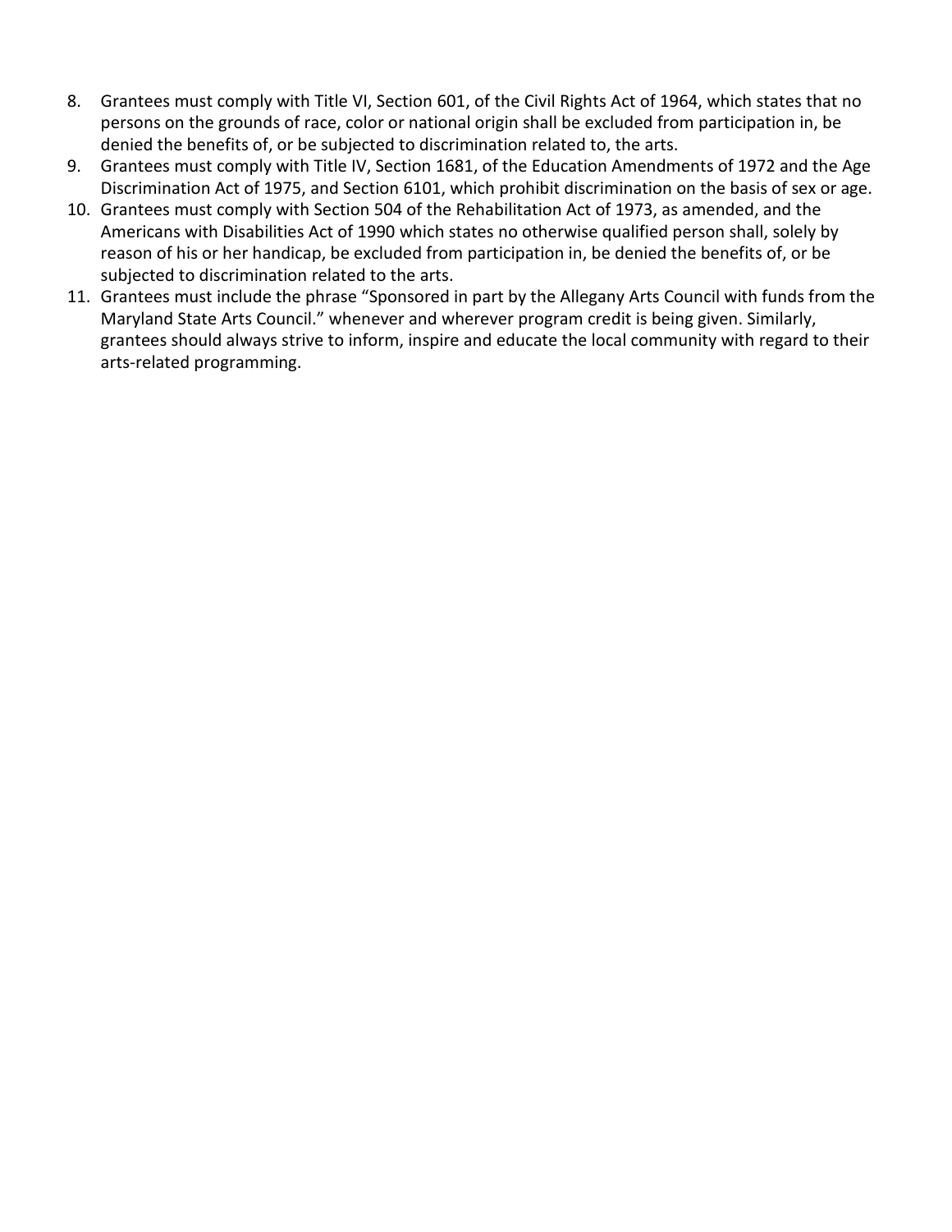8. Grantees must comply with Title VI, Section 601, of the Civil Rights Act of 1964, which states that no persons on the grounds of race, color or national origin shall be excluded from participation in, be denied the benefits of, or be subjected to discrimination related to, the arts.
9. Grantees must comply with Title IV, Section 1681, of the Education Amendments of 1972 and the Age Discrimination Act of 1975, and Section 6101, which prohibit discrimination on the basis of sex or age.
10. Grantees must comply with Section 504 of the Rehabilitation Act of 1973, as amended, and the Americans with Disabilities Act of 1990 which states no otherwise qualified person shall, solely by reason of his or her handicap, be excluded from participation in, be denied the benefits of, or be subjected to discrimination related to the arts.
11. Grantees must include the phrase "Sponsored in part by the Allegany Arts Council with funds from the Maryland State Arts Council." whenever and wherever program credit is being given. Similarly, grantees should always strive to inform, inspire and educate the local community with regard to their arts-related programming.